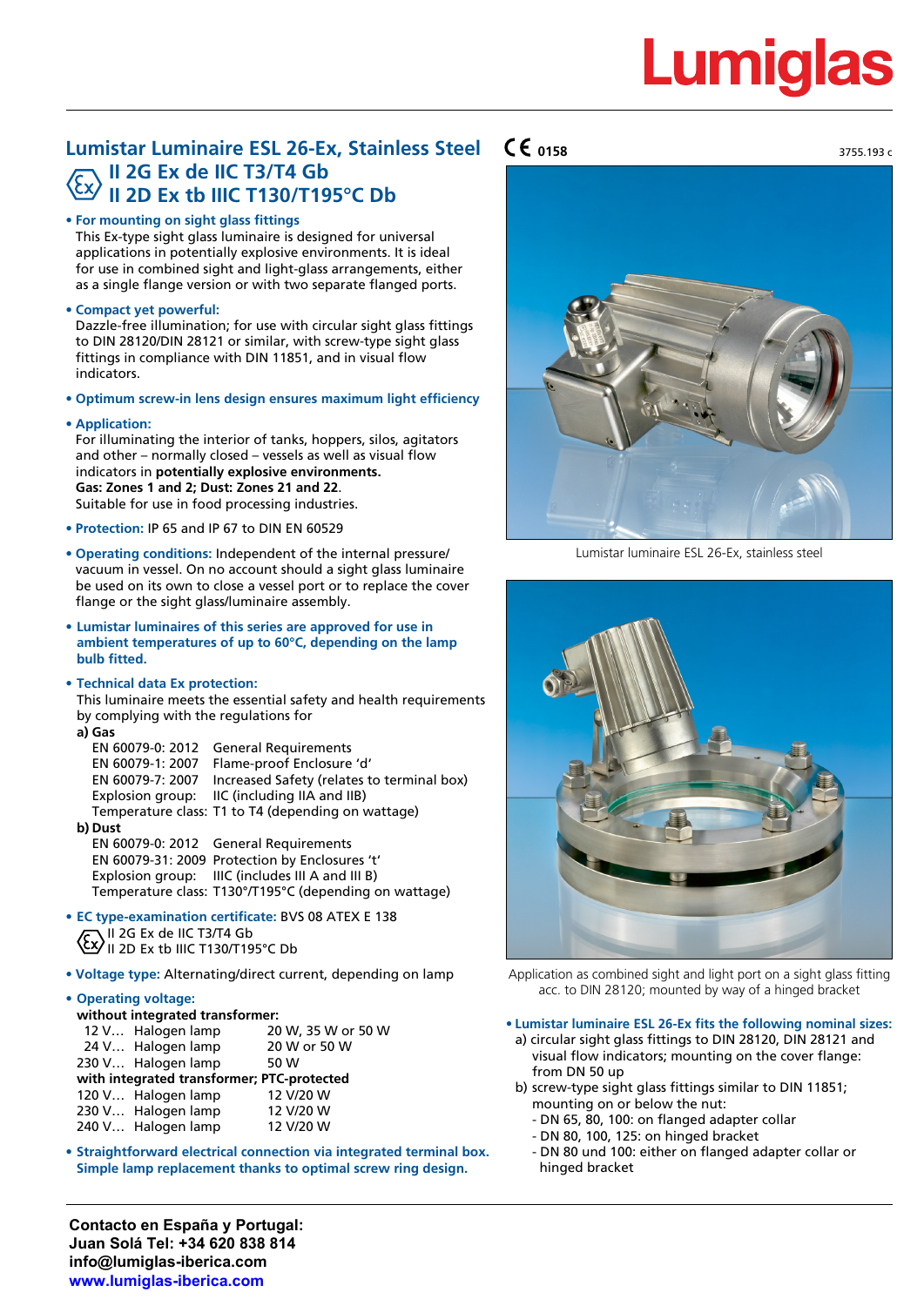# Lumiglas

## Lumistar Luminaire ESL 26-Ex, Stainless Steel
## II 2G Ex de IIC T3/T4 Gb
## II 2D Ex tb IIIC T130/T195°C Db

CE 0158

3755.193 c

- **For mounting on sight glass fittings**
  This Ex-type sight glass luminaire is designed for universal applications in potentially explosive environments. It is ideal for use in combined sight and light-glass arrangements, either as a single flange version or with two separate flanged ports.

- **Compact yet powerful:**
  Dazzle-free illumination; for use with circular sight glass fittings to DIN 28120/DIN 28121 or similar, with screw-type sight glass fittings in compliance with DIN 11851, and in visual flow indicators.

- **Optimum screw-in lens design ensures maximum light efficiency**

- **Application:**
  For illuminating the interior of tanks, hoppers, silos, agitators and other – normally closed – vessels as well as visual flow indicators in **potentially explosive environments.**
  **Gas: Zones 1 and 2; Dust: Zones 21 and 22**.
  Suitable for use in food processing industries.

- **Protection:** IP 65 and IP 67 to DIN EN 60529

- **Operating conditions:** Independent of the internal pressure/ vacuum in vessel. On no account should a sight glass luminaire be used on its own to close a vessel port or to replace the cover flange or the sight glass/luminaire assembly.

- **Lumistar luminaires of this series are approved for use in ambient temperatures of up to 60°C, depending on the lamp bulb fitted.**

- **Technical data Ex protection:**
  This luminaire meets the essential safety and health requirements by complying with the regulations for

  **a) Gas**

  | | |
  |---|---|
  | EN 60079-0: 2012 | General Requirements |
  | EN 60079-1: 2007 | Flame-proof Enclosure 'd' |
  | EN 60079-7: 2007 | Increased Safety (relates to terminal box) |
  | Explosion group: | IIC (including IIA and IIB) |
  | Temperature class: | T1 to T4 (depending on wattage) |

  **b) Dust**

  | | |
  |---|---|
  | EN 60079-0: 2012 | General Requirements |
  | EN 60079-31: 2009 | Protection by Enclosures 't' |
  | Explosion group: | IIIC (includes III A and III B) |
  | Temperature class: | T130°/T195°C (depending on wattage) |

- **EC type-examination certificate:** BVS 08 ATEX E 138
  II 2G Ex de IIC T3/T4 Gb
  II 2D Ex tb IIIC T130/T195°C Db

- **Voltage type:** Alternating/direct current, depending on lamp

- **Operating voltage:**

  **without integrated transformer:**

  | | | |
  |---|---|---|
  | 12 V… | Halogen lamp | 20 W, 35 W or 50 W |
  | 24 V… | Halogen lamp | 20 W or 50 W |
  | 230 V… | Halogen lamp | 50 W |

  **with integrated transformer; PTC-protected**

  | | | |
  |---|---|---|
  | 120 V… | Halogen lamp | 12 V/20 W |
  | 230 V… | Halogen lamp | 12 V/20 W |
  | 240 V… | Halogen lamp | 12 V/20 W |

- **Straightforward electrical connection via integrated terminal box. Simple lamp replacement thanks to optimal screw ring design.**

Lumistar luminaire ESL 26-Ex, stainless steel

Application as combined sight and light port on a sight glass fitting acc. to DIN 28120; mounted by way of a hinged bracket

- **Lumistar luminaire ESL 26-Ex fits the following nominal sizes:**
  a) circular sight glass fittings to DIN 28120, DIN 28121 and visual flow indicators; mounting on the cover flange: from DN 50 up
  b) screw-type sight glass fittings similar to DIN 11851; mounting on or below the nut:
  - DN 65, 80, 100: on flanged adapter collar
  - DN 80, 100, 125: on hinged bracket
  - DN 80 und 100: either on flanged adapter collar or hinged bracket

**Contacto en España y Portugal:**
**Juan Solá Tel: +34 620 838 814**
**info@lumiglas-iberica.com**
**www.lumiglas-iberica.com**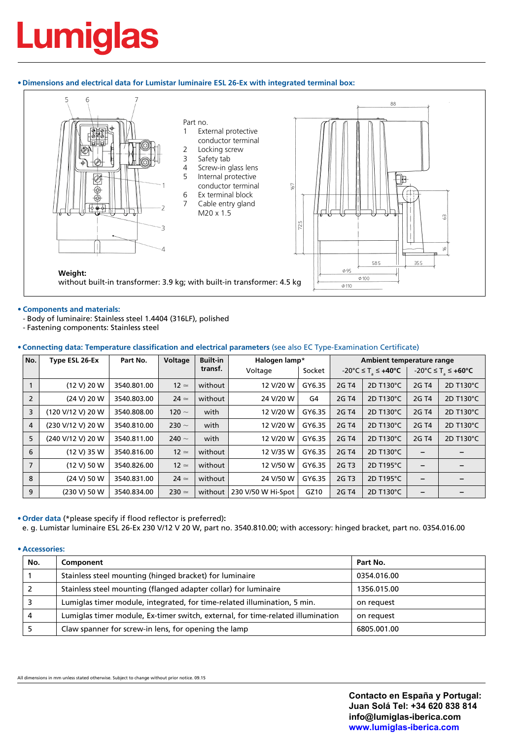# Lumiglas

- **Dimensions and electrical data for Lumistar luminaire ESL 26-Ex with integrated terminal box:**

5 6 7

1
2
3
4

Part no.
1 External protective conductor terminal
2 Locking screw
3 Safety tab
4 Screw-in glass lens
5 Internal protective conductor terminal
6 Ex terminal block
7 Cable entry gland M20 x 1.5

88
167
72.5
63
16
58.5
35.5
Ø95
Ø100
Ø110

**Weight:**
without built-in transformer: 3.9 kg; with built-in transformer: 4.5 kg

- **Components and materials:**
  - Body of luminaire: Stainless steel 1.4404 (316LF), polished
  - Fastening components: Stainless steel

- **Connecting data: Temperature classification and electrical parameters** (see also EC Type-Examination Certificate)

| No. | Type ESL 26-Ex | Part No. | Voltage | Built-in transf. | Halogen lamp* Voltage | Socket | Ambient temperature range $-20°C \le T_a \le +40°C$ | | $-20°C \le T_a \le +60°C$ | |
|---|---|---|---|---|---|---|---|---|---|---|
| 1 | (12 V) 20 W | 3540.801.00 | 12 ≃ | without | 12 V/20 W | GY6.35 | 2G T4 | 2D T130°C | 2G T4 | 2D T130°C |
| 2 | (24 V) 20 W | 3540.803.00 | 24 ≃ | without | 24 V/20 W | G4 | 2G T4 | 2D T130°C | 2G T4 | 2D T130°C |
| 3 | (120 V/12 V) 20 W | 3540.808.00 | 120 ~ | with | 12 V/20 W | GY6.35 | 2G T4 | 2D T130°C | 2G T4 | 2D T130°C |
| 4 | (230 V/12 V) 20 W | 3540.810.00 | 230 ~ | with | 12 V/20 W | GY6.35 | 2G T4 | 2D T130°C | 2G T4 | 2D T130°C |
| 5 | (240 V/12 V) 20 W | 3540.811.00 | 240 ~ | with | 12 V/20 W | GY6.35 | 2G T4 | 2D T130°C | 2G T4 | 2D T130°C |
| 6 | (12 V) 35 W | 3540.816.00 | 12 ≃ | without | 12 V/35 W | GY6.35 | 2G T4 | 2D T130°C | – | – |
| 7 | (12 V) 50 W | 3540.826.00 | 12 ≃ | without | 12 V/50 W | GY6.35 | 2G T3 | 2D T195°C | – | – |
| 8 | (24 V) 50 W | 3540.831.00 | 24 ≃ | without | 24 V/50 W | GY6.35 | 2G T3 | 2D T195°C | – | – |
| 9 | (230 V) 50 W | 3540.834.00 | 230 ≃ | without | 230 V/50 W Hi-Spot | GZ10 | 2G T4 | 2D T130°C | – | – |

- **Order data** (*please specify if flood reflector is preferred)**:**
  e. g. Lumistar luminaire ESL 26-Ex 230 V/12 V 20 W, part no. 3540.810.00; with accessory: hinged bracket, part no. 0354.016.00

- **Accessories:**

| No. | Component | Part No. |
|---|---|---|
| 1 | Stainless steel mounting (hinged bracket) for luminaire | 0354.016.00 |
| 2 | Stainless steel mounting (flanged adapter collar) for luminaire | 1356.015.00 |
| 3 | Lumiglas timer module, integrated, for time-related illumination, 5 min. | on request |
| 4 | Lumiglas timer module, Ex-timer switch, external, for time-related illumination | on request |
| 5 | Claw spanner for screw-in lens, for opening the lamp | 6805.001.00 |

All dimensions in mm unless stated otherwise. Subject to change without prior notice. 09.15

**Contacto en España y Portugal:**
**Juan Solá Tel: +34 620 838 814**
**info@lumiglas-iberica.com**
**www.lumiglas-iberica.com**